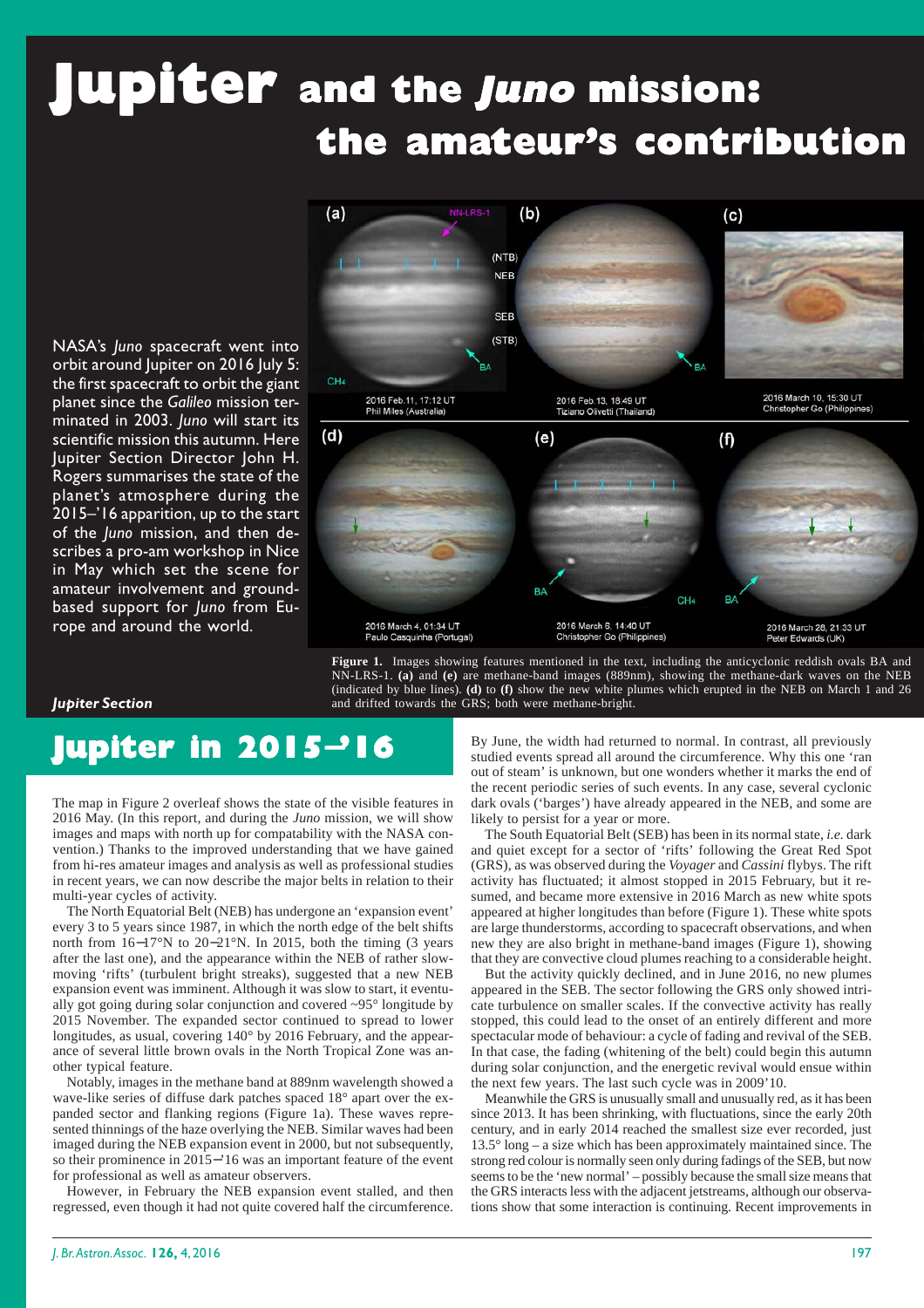# Jupiter and the *Juno* mission: the amateur's contribution

NASA's *Juno* spacecraft went into orbit around Jupiter on 2016 July 5: the first spacecraft to orbit the giant planet since the *Galileo* mission terminated in 2003. *Juno* will start its scientific mission this autumn. Here Jupiter Section Director John H. Rogers summarises the state of the planet's atmosphere during the 2015–'16 apparition, up to the start of the *Juno* mission, and then describes a pro-am workshop in Nice in May which set the scene for amateur involvement and ground-based support for *Juno* from Europe and around the world.

**Figure 1.** Images showing features mentioned in the text, including the anticyclonic reddish ovals BA and NN-LRS-1. **(a)** and **(e)** are methane-band images (889nm), showing the methane-dark waves on the NEB (indicated by blue lines). **(d)** to **(f)** show the new white plumes which erupted in the NEB on March 1 and 26 and drifted towards the GRS; both were methane-bright.

***Jupiter Section***

## Jupiter in 2015–'16

The map in Figure 2 overleaf shows the state of the visible features in 2016 May. (In this report, and during the *Juno* mission, we will show images and maps with north up for compatability with the NASA convention.) Thanks to the improved understanding that we have gained from hi-res amateur images and analysis as well as professional studies in recent years, we can now describe the major belts in relation to their multi-year cycles of activity.

The North Equatorial Belt (NEB) has undergone an 'expansion event' every 3 to 5 years since 1987, in which the north edge of the belt shifts north from 16–17°N to 20–21°N. In 2015, both the timing (3 years after the last one), and the appearance within the NEB of rather slow-moving 'rifts' (turbulent bright streaks), suggested that a new NEB expansion event was imminent. Although it was slow to start, it eventually got going during solar conjunction and covered ~95° longitude by 2015 November. The expanded sector continued to spread to lower longitudes, as usual, covering 140° by 2016 February, and the appearance of several little brown ovals in the North Tropical Zone was another typical feature.

Notably, images in the methane band at 889nm wavelength showed a wave-like series of diffuse dark patches spaced 18° apart over the expanded sector and flanking regions (Figure 1a). These waves represented thinnings of the haze overlying the NEB. Similar waves had been imaged during the NEB expansion event in 2000, but not subsequently, so their prominence in 2015–'16 was an important feature of the event for professional as well as amateur observers.

However, in February the NEB expansion event stalled, and then regressed, even though it had not quite covered half the circumference. By June, the width had returned to normal. In contrast, all previously studied events spread all around the circumference. Why this one 'ran out of steam' is unknown, but one wonders whether it marks the end of the recent periodic series of such events. In any case, several cyclonic dark ovals ('barges') have already appeared in the NEB, and some are likely to persist for a year or more.

The South Equatorial Belt (SEB) has been in its normal state, *i.e.* dark and quiet except for a sector of 'rifts' following the Great Red Spot (GRS), as was observed during the *Voyager* and *Cassini* flybys. The rift activity has fluctuated; it almost stopped in 2015 February, but it resumed, and became more extensive in 2016 March as new white spots appeared at higher longitudes than before (Figure 1). These white spots are large thunderstorms, according to spacecraft observations, and when new they are also bright in methane-band images (Figure 1), showing that they are convective cloud plumes reaching to a considerable height.

But the activity quickly declined, and in June 2016, no new plumes appeared in the SEB. The sector following the GRS only showed intricate turbulence on smaller scales. If the convective activity has really stopped, this could lead to the onset of an entirely different and more spectacular mode of behaviour: a cycle of fading and revival of the SEB. In that case, the fading (whitening of the belt) could begin this autumn during solar conjunction, and the energetic revival would ensue within the next few years. The last such cycle was in 2009'10.

Meanwhile the GRS is unusually small and unusually red, as it has been since 2013. It has been shrinking, with fluctuations, since the early 20th century, and in early 2014 reached the smallest size ever recorded, just 13.5° long – a size which has been approximately maintained since. The strong red colour is normally seen only during fadings of the SEB, but now seems to be the 'new normal' – possibly because the small size means that the GRS interacts less with the adjacent jetstreams, although our observations show that some interaction is continuing. Recent improvements in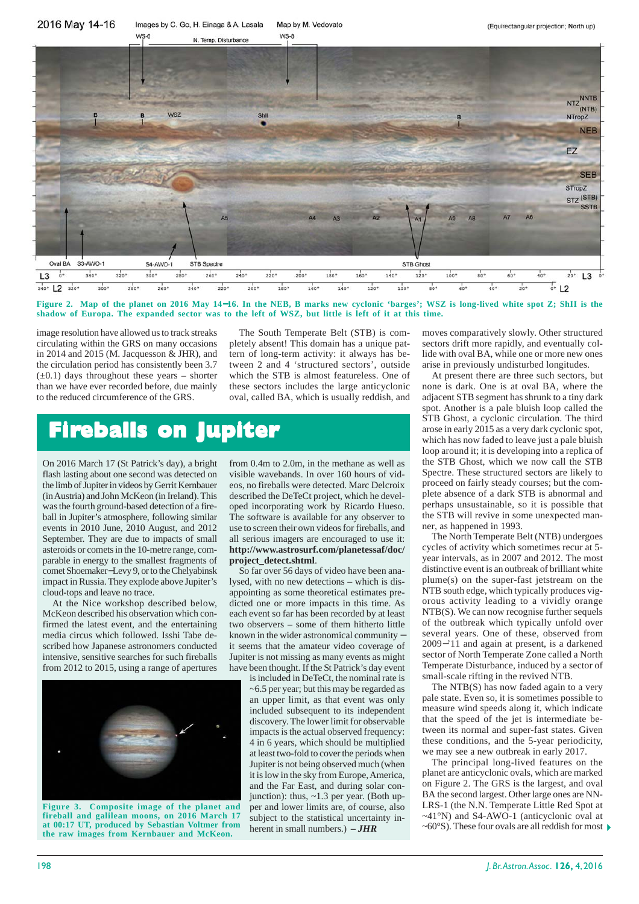Figure 2. Map of the planet on 2016 May 14–16. In the NEB, B marks new cyclonic 'barges'; WSZ is long-lived white spot Z; ShII is the shadow of Europa. The expanded sector was to the left of WSZ, but little is left of it at this time.

image resolution have allowed us to track streaks circulating within the GRS on many occasions in 2014 and 2015 (M. Jacquesson & JHR), and the circulation period has consistently been 3.7 (±0.1) days throughout these years – shorter than we have ever recorded before, due mainly to the reduced circumference of the GRS.

The South Temperate Belt (STB) is completely absent! This domain has a unique pattern of long-term activity: it always has between 2 and 4 'structured sectors', outside which the STB is almost featureless. One of these sectors includes the large anticyclonic oval, called BA, which is usually reddish, and moves comparatively slowly. Other structured sectors drift more rapidly, and eventually collide with oval BA, while one or more new ones arise in previously undisturbed longitudes.

At present there are three such sectors, but none is dark. One is at oval BA, where the adjacent STB segment has shrunk to a tiny dark spot. Another is a pale bluish loop called the STB Ghost, a cyclonic circulation. The third arose in early 2015 as a very dark cyclonic spot, which has now faded to leave just a pale bluish loop around it; it is developing into a replica of the STB Ghost, which we now call the STB Spectre. These structured sectors are likely to proceed on fairly steady courses; but the complete absence of a dark STB is abnormal and perhaps unsustainable, so it is possible that the STB will revive in some unexpected manner, as happened in 1993.

The North Temperate Belt (NTB) undergoes cycles of activity which sometimes recur at 5-year intervals, as in 2007 and 2012. The most distinctive event is an outbreak of brilliant white plume(s) on the super-fast jetstream on the NTB south edge, which typically produces vigorous activity leading to a vividly orange NTB(S). We can now recognise further sequels of the outbreak which typically unfold over several years. One of these, observed from 2009–11 and again at present, is a darkened sector of North Temperate Zone called a North Temperate Disturbance, induced by a sector of small-scale rifting in the revived NTB.

The NTB(S) has now faded again to a very pale state. Even so, it is sometimes possible to measure wind speeds along it, which indicate that the speed of the jet is intermediate between its normal and super-fast states. Given these conditions, and the 5-year periodicity, we may see a new outbreak in early 2017.

The principal long-lived features on the planet are anticyclonic ovals, which are marked on Figure 2. The GRS is the largest, and oval BA the second largest. Other large ones are NN-LRS-1 (the N.N. Temperate Little Red Spot at ~41°N) and S4-AWO-1 (anticyclonic oval at ~60°S). These four ovals are all reddish for most

## Fireballs on Jupiter

On 2016 March 17 (St Patrick's day), a bright flash lasting about one second was detected on the limb of Jupiter in videos by Gerrit Kernbauer (in Austria) and John McKeon (in Ireland). This was the fourth ground-based detection of a fireball in Jupiter's atmosphere, following similar events in 2010 June, 2010 August, and 2012 September. They are due to impacts of small asteroids or comets in the 10-metre range, comparable in energy to the smallest fragments of comet Shoemaker–Levy 9, or to the Chelyabinsk impact in Russia. They explode above Jupiter's cloud-tops and leave no trace.

At the Nice workshop described below, McKeon described his observation which confirmed the latest event, and the entertaining media circus which followed. Isshi Tabe described how Japanese astronomers conducted intensive, sensitive searches for such fireballs from 2012 to 2015, using a range of apertures from 0.4m to 2.0m, in the methane as well as visible wavebands. In over 160 hours of videos, no fireballs were detected. Marc Delcroix described the DeTeCt project, which he developed incorporating work by Ricardo Hueso. The software is available for any observer to use to screen their own videos for fireballs, and all serious imagers are encouraged to use it: **http://www.astrosurf.com/planetessaf/doc/project_detect.shtml**.

So far over 56 days of video have been analysed, with no new detections – which is disappointing as some theoretical estimates predicted one or more impacts in this time. As each event so far has been recorded by at least two observers – some of them hitherto little known in the wider astronomical community – it seems that the amateur video coverage of Jupiter is not missing as many events as might have been thought. If the St Patrick's day event is included in DeTeCt, the nominal rate is ~6.5 per year; but this may be regarded as an upper limit, as that event was only included subsequent to its independent discovery. The lower limit for observable impacts is the actual observed frequency: 4 in 6 years, which should be multiplied at least two-fold to cover the periods when Jupiter is not being observed much (when it is low in the sky from Europe, America, and the Far East, and during solar conjunction): thus, ~1.3 per year. (Both upper and lower limits are, of course, also subject to the statistical uncertainty inherent in small numbers.) – ***JHR***

Figure 3. Composite image of the planet and fireball and galilean moons, on 2016 March 17 at 00:17 UT, produced by Sebastian Voltmer from the raw images from Kernbauer and McKeon.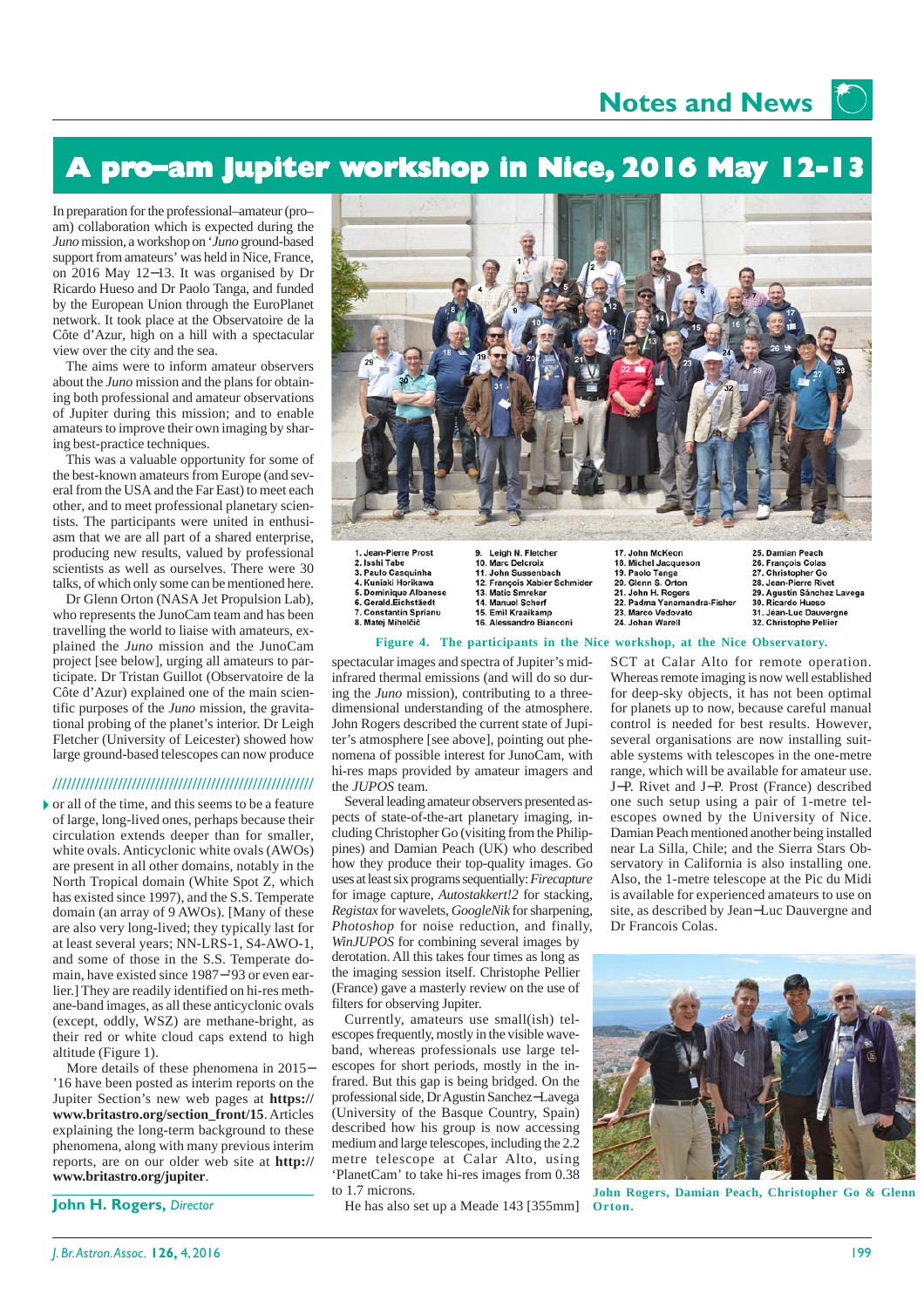# A pro–am Jupiter workshop in Nice, 2016 May 12–13

In preparation for the professional–amateur (pro–am) collaboration which is expected during the *Juno* mission, a workshop on '*Juno* ground-based support from amateurs' was held in Nice, France, on 2016 May 12–13. It was organised by Dr Ricardo Hueso and Dr Paolo Tanga, and funded by the European Union through the EuroPlanet network. It took place at the Observatoire de la Côte d'Azur, high on a hill with a spectacular view over the city and the sea.

The aims were to inform amateur observers about the *Juno* mission and the plans for obtaining both professional and amateur observations of Jupiter during this mission; and to enable amateurs to improve their own imaging by sharing best-practice techniques.

This was a valuable opportunity for some of the best-known amateurs from Europe (and several from the USA and the Far East) to meet each other, and to meet professional planetary scientists. The participants were united in enthusiasm that we are all part of a shared enterprise, producing new results, valued by professional scientists as well as ourselves. There were 30 talks, of which only some can be mentioned here.

Dr Glenn Orton (NASA Jet Propulsion Lab), who represents the JunoCam team and has been travelling the world to liaise with amateurs, explained the *Juno* mission and the JunoCam project [see below], urging all amateurs to participate. Dr Tristan Guillot (Observatoire de la Côte d'Azur) explained one of the main scientific purposes of the *Juno* mission, the gravitational probing of the planet's interior. Dr Leigh Fletcher (University of Leicester) showed how large ground-based telescopes can now produce spectacular images and spectra of Jupiter's mid-infrared thermal emissions (and will do so during the *Juno* mission), contributing to a three-dimensional understanding of the atmosphere. John Rogers described the current state of Jupiter's atmosphere [see above], pointing out phenomena of possible interest for JunoCam, with hi-res maps provided by amateur imagers and the *JUPOS* team.

Several leading amateur observers presented aspects of state-of-the-art planetary imaging, including Christopher Go (visiting from the Philippines) and Damian Peach (UK) who described how they produce their top-quality images. Go uses at least six programs sequentially: *Firecapture* for image capture, *Autostakkert!2* for stacking, *Registax* for wavelets, *GoogleNik* for sharpening, *Photoshop* for noise reduction, and finally, *WinJUPOS* for combining several images by derotation. All this takes four times as long as the imaging session itself. Christophe Pellier (France) gave a masterly review on the use of filters for observing Jupiter.

Currently, amateurs use small(ish) telescopes frequently, mostly in the visible waveband, whereas professionals use large telescopes for short periods, mostly in the infrared. But this gap is being bridged. On the professional side, Dr Agustin Sanchez-Lavega (University of the Basque Country, Spain) described how his group is now accessing medium and large telescopes, including the 2.2 metre telescope at Calar Alto, using 'PlanetCam' to take hi-res images from 0.38 to 1.7 microns.

He has also set up a Meade 143 [355mm] SCT at Calar Alto for remote operation. Whereas remote imaging is now well established for deep-sky objects, it has not been optimal for planets up to now, because careful manual control is needed for best results. However, several organisations are now installing suitable systems with telescopes in the one-metre range, which will be available for amateur use. J–P. Rivet and J–P. Prost (France) described one such setup using a pair of 1-metre telescopes owned by the University of Nice. Damian Peach mentioned another being installed near La Silla, Chile; and the Sierra Stars Observatory in California is also installing one. Also, the 1-metre telescope at the Pic du Midi is available for experienced amateurs to use on site, as described by Jean-Luc Dauvergne and Dr Francois Colas.

1. Jean-Pierre Prost
2. Isshi Tabe
3. Paulo Casquinha
4. Kuniaki Horikawa
5. Dominique Albanese
6. Gerald Eichstädt
7. Constantin Sprianu
8. Matej Mihelčič
9. Leigh N. Fletcher
10. Marc Delcroix
11. John Sussenbach
12. François Xabier Schmider
13. Matic Smrekar
14. Manuel Scherf
15. Emil Kraaikamp
16. Alessandro Bianconi
17. John McKeon
18. Michel Jacquesson
19. Paolo Tanga
20. Glenn S. Orton
21. John H. Rogers
22. Padma Yanamandra-Fisher
23. Marco Vedovato
24. Johan Warell
25. Damian Peach
26. François Colas
27. Christopher Go
28. Jean-Pierre Rivet
29. Agustín Sánchez Lavega
30. Ricardo Hueso
31. Jean-Luc Dauvergne
32. Christophe Pellier

**Figure 4. The participants in the Nice workshop, at the Nice Observatory.**

**John Rogers, Damian Peach, Christopher Go & Glenn Orton.**

---

or all of the time, and this seems to be a feature of large, long-lived ones, perhaps because their circulation extends deeper than for smaller, white ovals. Anticyclonic white ovals (AWOs) are present in all other domains, notably in the North Tropical domain (White Spot Z, which has existed since 1997), and the S.S. Temperate domain (an array of 9 AWOs). [Many of these are also very long-lived; they typically last for at least several years; NN-LRS-1, S4-AWO-1, and some of those in the S.S. Temperate domain, have existed since 1987–'93 or even earlier.] They are readily identified on hi-res methane-band images, as all these anticyclonic ovals (except, oddly, WSZ) are methane-bright, as their red or white cloud caps extend to high altitude (Figure 1).

More details of these phenomena in 2015–'16 have been posted as interim reports on the Jupiter Section's new web pages at **https://www.britastro.org/section_front/15**. Articles explaining the long-term background to these phenomena, along with many previous interim reports, are on our older web site at **http://www.britastro.org/jupiter**.

**John H. Rogers,** *Director*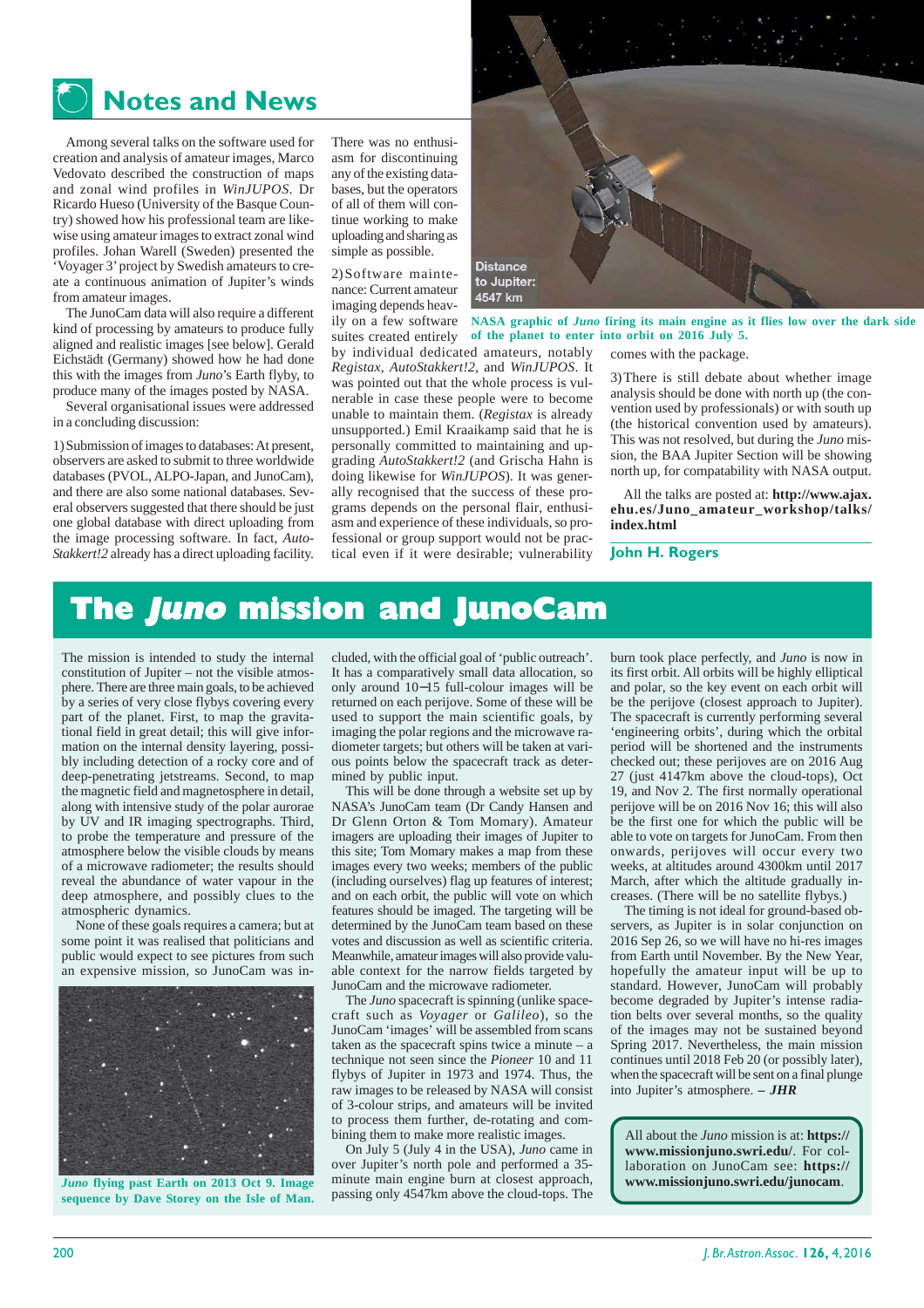## Notes and News

Among several talks on the software used for creation and analysis of amateur images, Marco Vedovato described the construction of maps and zonal wind profiles in *WinJUPOS*. Dr Ricardo Hueso (University of the Basque Country) showed how his professional team are likewise using amateur images to extract zonal wind profiles. Johan Warell (Sweden) presented the 'Voyager 3' project by Swedish amateurs to create a continuous animation of Jupiter's winds from amateur images.

The JunoCam data will also require a different kind of processing by amateurs to produce fully aligned and realistic images [see below]. Gerald Eichstädt (Germany) showed how he had done this with the images from *Juno*'s Earth flyby, to produce many of the images posted by NASA.

Several organisational issues were addressed in a concluding discussion:

1) Submission of images to databases: At present, observers are asked to submit to three worldwide databases (PVOL, ALPO-Japan, and JunoCam), and there are also some national databases. Several observers suggested that there should be just one global database with direct uploading from the image processing software. In fact, *AutoStakkert!2* already has a direct uploading facility. There was no enthusiasm for discontinuing any of the existing databases, but the operators of all of them will continue working to make uploading and sharing as simple as possible.

2) Software maintenance: Current amateur imaging depends heavily on a few software suites created entirely by individual dedicated amateurs, notably *Registax*, *AutoStakkert!2*, and *WinJUPOS*. It was pointed out that the whole process is vulnerable in case these people were to become unable to maintain them. (*Registax* is already unsupported.) Emil Kraaikamp said that he is personally committed to maintaining and upgrading *AutoStakkert!2* (and Grischa Hahn is doing likewise for *WinJUPOS*). It was generally recognised that the success of these programs depends on the personal flair, enthusiasm and experience of these individuals, so professional or group support would not be practical even if it were desirable; vulnerability comes with the package.

NASA graphic of *Juno* firing its main engine as it flies low over the dark side of the planet to enter into orbit on 2016 July 5.

3) There is still debate about whether image analysis should be done with north up (the convention used by professionals) or with south up (the historical convention used by amateurs). This was not resolved, but during the *Juno* mission, the BAA Jupiter Section will be showing north up, for compatability with NASA output.

All the talks are posted at: **http://www.ajax.ehu.es/Juno_amateur_workshop/talks/index.html**

**John H. Rogers**

# The *Juno* mission and JunoCam

The mission is intended to study the internal constitution of Jupiter – not the visible atmosphere. There are three main goals, to be achieved by a series of very close flybys covering every part of the planet. First, to map the gravitational field in great detail; this will give information on the internal density layering, possibly including detection of a rocky core and of deep-penetrating jetstreams. Second, to map the magnetic field and magnetosphere in detail, along with intensive study of the polar aurorae by UV and IR imaging spectrographs. Third, to probe the temperature and pressure of the atmosphere below the visible clouds by means of a microwave radiometer; the results should reveal the abundance of water vapour in the deep atmosphere, and possibly clues to the atmospheric dynamics.

None of these goals requires a camera; but at some point it was realised that politicians and public would expect to see pictures from such an expensive mission, so JunoCam was included, with the official goal of 'public outreach'. It has a comparatively small data allocation, so only around 10–15 full-colour images will be returned on each perijove. Some of these will be used to support the main scientific goals, by imaging the polar regions and the microwave radiometer targets; but others will be taken at various points below the spacecraft track as determined by public input.

*Juno* flying past Earth on 2013 Oct 9. Image sequence by Dave Storey on the Isle of Man.

This will be done through a website set up by NASA's JunoCam team (Dr Candy Hansen and Dr Glenn Orton & Tom Momary). Amateur imagers are uploading their images of Jupiter to this site; Tom Momary makes a map from these images every two weeks; members of the public (including ourselves) flag up features of interest; and on each orbit, the public will vote on which features should be imaged. The targeting will be determined by the JunoCam team based on these votes and discussion as well as scientific criteria. Meanwhile, amateur images will also provide valuable context for the narrow fields targeted by JunoCam and the microwave radiometer.

The *Juno* spacecraft is spinning (unlike spacecraft such as *Voyager* or *Galileo*), so the JunoCam 'images' will be assembled from scans taken as the spacecraft spins twice a minute – a technique not seen since the *Pioneer* 10 and 11 flybys of Jupiter in 1973 and 1974. Thus, the raw images to be released by NASA will consist of 3-colour strips, and amateurs will be invited to process them further, de-rotating and combining them to make more realistic images.

On July 5 (July 4 in the USA), *Juno* came in over Jupiter's north pole and performed a 35-minute main engine burn at closest approach, passing only 4547km above the cloud-tops. The burn took place perfectly, and *Juno* is now in its first orbit. All orbits will be highly elliptical and polar, so the key event on each orbit will be the perijove (closest approach to Jupiter). The spacecraft is currently performing several 'engineering orbits', during which the orbital period will be shortened and the instruments checked out; these perijoves are on 2016 Aug 27 (just 4147km above the cloud-tops), Oct 19, and Nov 2. The first normally operational perijove will be on 2016 Nov 16; this will also be the first one for which the public will be able to vote on targets for JunoCam. From then onwards, perijoves will occur every two weeks, at altitudes around 4300km until 2017 March, after which the altitude gradually increases. (There will be no satellite flybys.)

The timing is not ideal for ground-based observers, as Jupiter is in solar conjunction on 2016 Sep 26, so we will have no hi-res images from Earth until November. By the New Year, hopefully the amateur input will be up to standard. However, JunoCam will probably become degraded by Jupiter's intense radiation belts over several months, so the quality of the images may not be sustained beyond Spring 2017. Nevertheless, the main mission continues until 2018 Feb 20 (or possibly later), when the spacecraft will be sent on a final plunge into Jupiter's atmosphere. *– **JHR***

All about the *Juno* mission is at: **https://www.missionjuno.swri.edu/**. For collaboration on JunoCam see: **https://www.missionjuno.swri.edu/junocam**.